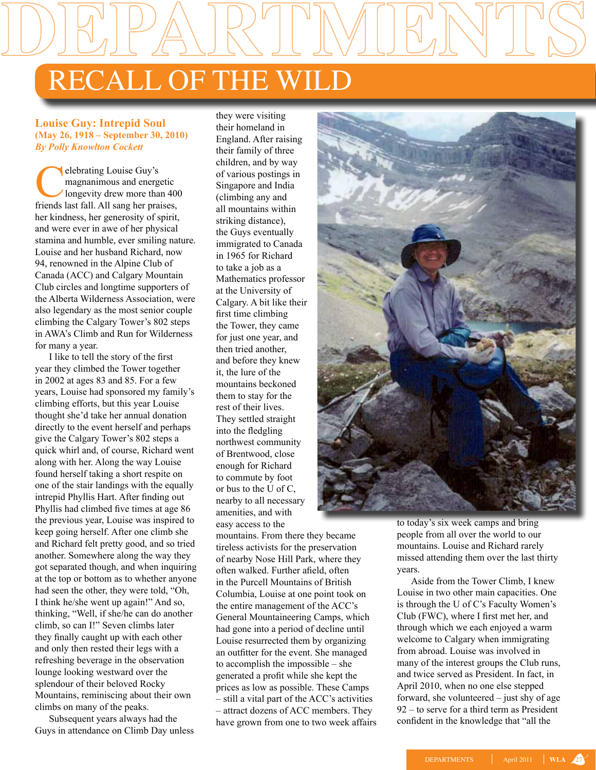# DEPARTMENTS

## RECALL OF THE WILD

### Louise Guy: Intrepid Soul

**(May 26, 1918 – September 30, 2010)**

***By Polly Knowlton Cockett***

Celebrating Louise Guy's magnanimous and energetic longevity drew more than 400 friends last fall. All sang her praises, her kindness, her generosity of spirit, and were ever in awe of her physical stamina and humble, ever smiling nature. Louise and her husband Richard, now 94, renowned in the Alpine Club of Canada (ACC) and Calgary Mountain Club circles and longtime supporters of the Alberta Wilderness Association, were also legendary as the most senior couple climbing the Calgary Tower's 802 steps in AWA's Climb and Run for Wilderness for many a year.

I like to tell the story of the first year they climbed the Tower together in 2002 at ages 83 and 85. For a few years, Louise had sponsored my family's climbing efforts, but this year Louise thought she'd take her annual donation directly to the event herself and perhaps give the Calgary Tower's 802 steps a quick whirl and, of course, Richard went along with her. Along the way Louise found herself taking a short respite on one of the stair landings with the equally intrepid Phyllis Hart. After finding out Phyllis had climbed five times at age 86 the previous year, Louise was inspired to keep going herself. After one climb she and Richard felt pretty good, and so tried another. Somewhere along the way they got separated though, and when inquiring at the top or bottom as to whether anyone had seen the other, they were told, "Oh, I think he/she went up again!" And so, thinking, "Well, if she/he can do another climb, so can I!" Seven climbs later they finally caught up with each other and only then rested their legs with a refreshing beverage in the observation lounge looking westward over the splendour of their beloved Rocky Mountains, reminiscing about their own climbs on many of the peaks.

Subsequent years always had the Guys in attendance on Climb Day unless they were visiting their homeland in England. After raising their family of three children, and by way of various postings in Singapore and India (climbing any and all mountains within striking distance), the Guys eventually immigrated to Canada in 1965 for Richard to take a job as a Mathematics professor at the University of Calgary. A bit like their first time climbing the Tower, they came for just one year, and then tried another, and before they knew it, the lure of the mountains beckoned them to stay for the rest of their lives. They settled straight into the fledgling northwest community of Brentwood, close enough for Richard to commute by foot or bus to the U of C, nearby to all necessary amenities, and with easy access to the mountains. From there they became tireless activists for the preservation of nearby Nose Hill Park, where they often walked. Further afield, often in the Purcell Mountains of British Columbia, Louise at one point took on the entire management of the ACC's General Mountaineering Camps, which had gone into a period of decline until Louise resurrected them by organizing an outfitter for the event. She managed to accomplish the impossible – she generated a profit while she kept the prices as low as possible. These Camps – still a vital part of the ACC's activities – attract dozens of ACC members. They have grown from one to two week affairs to today's six week camps and bring people from all over the world to our mountains. Louise and Richard rarely missed attending them over the last thirty years.

Aside from the Tower Climb, I knew Louise in two other main capacities. One is through the U of C's Faculty Women's Club (FWC), where I first met her, and through which we each enjoyed a warm welcome to Calgary when immigrating from abroad. Louise was involved in many of the interest groups the Club runs, and twice served as President. In fact, in April 2010, when no one else stepped forward, she volunteered – just shy of age 92 – to serve for a third term as President confident in the knowledge that "all the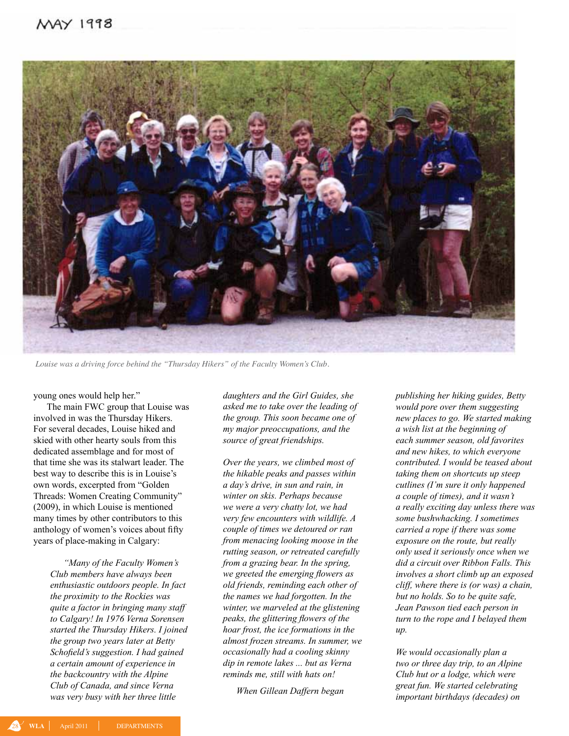MAY 1998

*Louise was a driving force behind the "Thursday Hikers" of the Faculty Women's Club.*

young ones would help her."

The main FWC group that Louise was involved in was the Thursday Hikers. For several decades, Louise hiked and skied with other hearty souls from this dedicated assemblage and for most of that time she was its stalwart leader. The best way to describe this is in Louise's own words, excerpted from "Golden Threads: Women Creating Community" (2009), in which Louise is mentioned many times by other contributors to this anthology of women's voices about fifty years of place-making in Calgary:

> *"Many of the Faculty Women's Club members have always been enthusiastic outdoors people. In fact the proximity to the Rockies was quite a factor in bringing many staff to Calgary! In 1976 Verna Sorensen started the Thursday Hikers. I joined the group two years later at Betty Schofield's suggestion. I had gained a certain amount of experience in the backcountry with the Alpine Club of Canada, and since Verna was very busy with her three little daughters and the Girl Guides, she asked me to take over the leading of the group. This soon became one of my major preoccupations, and the source of great friendships.*
>
> *Over the years, we climbed most of the hikable peaks and passes within a day's drive, in sun and rain, in winter on skis. Perhaps because we were a very chatty lot, we had very few encounters with wildlife. A couple of times we detoured or ran from menacing looking moose in the rutting season, or retreated carefully from a grazing bear. In the spring, we greeted the emerging flowers as old friends, reminding each other of the names we had forgotten. In the winter, we marveled at the glistening peaks, the glittering flowers of the hoar frost, the ice formations in the almost frozen streams. In summer, we occasionally had a cooling skinny dip in remote lakes ... but as Verna reminds me, still with hats on!*
>
> *When Gillean Daffern began publishing her hiking guides, Betty would pore over them suggesting new places to go. We started making a wish list at the beginning of each summer season, old favorites and new hikes, to which everyone contributed. I would be teased about taking them on shortcuts up steep cutlines (I'm sure it only happened a couple of times), and it wasn't a really exciting day unless there was some bushwhacking. I sometimes carried a rope if there was some exposure on the route, but really only used it seriously once when we did a circuit over Ribbon Falls. This involves a short climb up an exposed cliff, where there is (or was) a chain, but no holds. So to be quite safe, Jean Pawson tied each person in turn to the rope and I belayed them up.*
>
> *We would occasionally plan a two or three day trip, to an Alpine Club hut or a lodge, which were great fun. We started celebrating important birthdays (decades) on*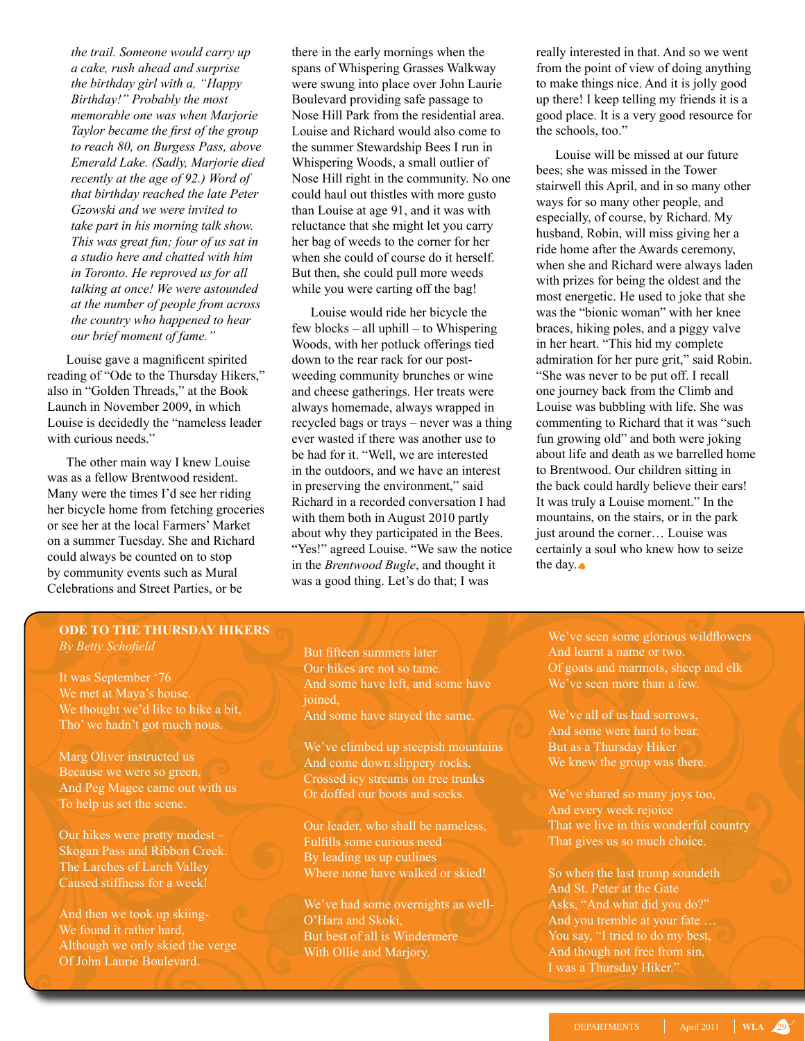*the trail. Someone would carry up a cake, rush ahead and surprise the birthday girl with a, "Happy Birthday!" Probably the most memorable one was when Marjorie Taylor became the first of the group to reach 80, on Burgess Pass, above Emerald Lake. (Sadly, Marjorie died recently at the age of 92.) Word of that birthday reached the late Peter Gzowski and we were invited to take part in his morning talk show. This was great fun; four of us sat in a studio here and chatted with him in Toronto. He reproved us for all talking at once! We were astounded at the number of people from across the country who happened to hear our brief moment of fame."*

Louise gave a magnificent spirited reading of "Ode to the Thursday Hikers," also in "Golden Threads," at the Book Launch in November 2009, in which Louise is decidedly the "nameless leader with curious needs."

The other main way I knew Louise was as a fellow Brentwood resident. Many were the times I'd see her riding her bicycle home from fetching groceries or see her at the local Farmers' Market on a summer Tuesday. She and Richard could always be counted on to stop by community events such as Mural Celebrations and Street Parties, or be there in the early mornings when the spans of Whispering Grasses Walkway were swung into place over John Laurie Boulevard providing safe passage to Nose Hill Park from the residential area. Louise and Richard would also come to the summer Stewardship Bees I run in Whispering Woods, a small outlier of Nose Hill right in the community. No one could haul out thistles with more gusto than Louise at age 91, and it was with reluctance that she might let you carry her bag of weeds to the corner for her when she could of course do it herself. But then, she could pull more weeds while you were carting off the bag!

Louise would ride her bicycle the few blocks – all uphill – to Whispering Woods, with her potluck offerings tied down to the rear rack for our post-weeding community brunches or wine and cheese gatherings. Her treats were always homemade, always wrapped in recycled bags or trays – never was a thing ever wasted if there was another use to be had for it. "Well, we are interested in the outdoors, and we have an interest in preserving the environment," said Richard in a recorded conversation I had with them both in August 2010 partly about why they participated in the Bees. "Yes!" agreed Louise. "We saw the notice in the *Brentwood Bugle*, and thought it was a good thing. Let's do that; I was really interested in that. And so we went from the point of view of doing anything to make things nice. And it is jolly good up there! I keep telling my friends it is a good place. It is a very good resource for the schools, too."

Louise will be missed at our future bees; she was missed in the Tower stairwell this April, and in so many other ways for so many other people, and especially, of course, by Richard. My husband, Robin, will miss giving her a ride home after the Awards ceremony, when she and Richard were always laden with prizes for being the oldest and the most energetic. He used to joke that she was the "bionic woman" with her knee braces, hiking poles, and a piggy valve in her heart. "This hid my complete admiration for her pure grit," said Robin. "She was never to be put off. I recall one journey back from the Climb and Louise was bubbling with life. She was commenting to Richard that it was "such fun growing old" and both were joking about life and death as we barrelled home to Brentwood. Our children sitting in the back could hardly believe their ears! It was truly a Louise moment." In the mountains, on the stairs, or in the park just around the corner… Louise was certainly a soul who knew how to seize the day.

**ODE TO THE THURSDAY HIKERS**
*By Betty Schofield*

It was September '76
We met at Maya's house.
We thought we'd like to hike a bit,
Tho' we hadn't got much nous.

Marg Oliver instructed us
Because we were so green,
And Peg Magee came out with us
To help us set the scene.

Our hikes were pretty modest –
Skogan Pass and Ribbon Creek.
The Larches of Larch Valley
Caused stiffness for a week!

And then we took up skiing-
We found it rather hard,
Although we only skied the verge
Of John Laurie Boulevard.

But fifteen summers later
Our hikes are not so tame.
And some have left, and some have joined,
And some have stayed the same.

We've climbed up steepish mountains
And come down slippery rocks,
Crossed icy streams on tree trunks
Or doffed our boots and socks.

Our leader, who shall be nameless,
Fulfills some curious need
By leading us up cutlines
Where none have walked or skied!

We've had some overnights as well-
O'Hara and Skoki,
But best of all is Windermere
With Ollie and Marjory.

We've seen some glorious wildflowers
And learnt a name or two.
Of goats and marmots, sheep and elk
We've seen more than a few.

We've all of us had sorrows,
And some were hard to bear.
But as a Thursday Hiker
We knew the group was there.

We've shared so many joys too,
And every week rejoice
That we live in this wonderful country
That gives us so much choice.

So when the last trump soundeth
And St. Peter at the Gate
Asks, "And what did you do?"
And you tremble at your fate …
You say, "I tried to do my best,
And though not free from sin,
I was a Thursday Hiker."